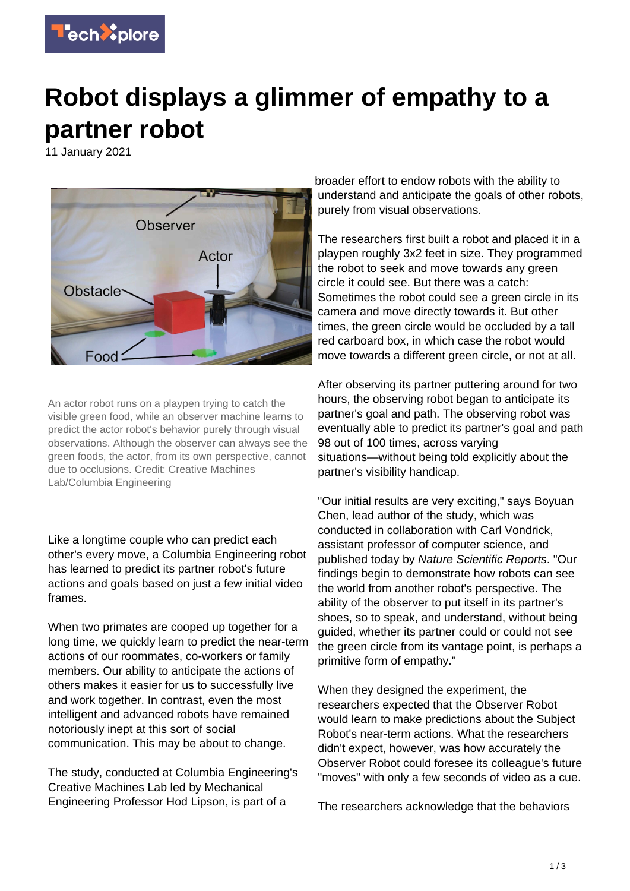# Robot displays a glimmer of empathy to a partner robot

11 January 2021

An actor robot runs on a playpen trying to catch the visible green food, while an observer machine learns to predict the actor robot's behavior purely through visual observations. Although the observer can always see the green foods, the actor, from its own perspective, cannot due to occlusions. Credit: Creative Machines Lab/Columbia Engineering

Like a longtime couple who can predict each other's every move, a Columbia Engineering robot has learned to predict its partner robot's future actions and goals based on just a few initial video frames.

When two primates are cooped up together for a long time, we quickly learn to predict the near-term actions of our roommates, co-workers or family members. Our ability to anticipate the actions of others makes it easier for us to successfully live and work together. In contrast, even the most intelligent and advanced robots have remained notoriously inept at this sort of social communication. This may be about to change.

The study, conducted at Columbia Engineering's Creative Machines Lab led by Mechanical Engineering Professor Hod Lipson, is part of a broader effort to endow robots with the ability to understand and anticipate the goals of other robots, purely from visual observations.

The researchers first built a robot and placed it in a playpen roughly 3x2 feet in size. They programmed the robot to seek and move towards any green circle it could see. But there was a catch: Sometimes the robot could see a green circle in its camera and move directly towards it. But other times, the green circle would be occluded by a tall red carboard box, in which case the robot would move towards a different green circle, or not at all.

After observing its partner puttering around for two hours, the observing robot began to anticipate its partner's goal and path. The observing robot was eventually able to predict its partner's goal and path 98 out of 100 times, across varying situations—without being told explicitly about the partner's visibility handicap.

"Our initial results are very exciting," says Boyuan Chen, lead author of the study, which was conducted in collaboration with Carl Vondrick, assistant professor of computer science, and published today by *Nature Scientific Reports*. "Our findings begin to demonstrate how robots can see the world from another robot's perspective. The ability of the observer to put itself in its partner's shoes, so to speak, and understand, without being guided, whether its partner could or could not see the green circle from its vantage point, is perhaps a primitive form of empathy."

When they designed the experiment, the researchers expected that the Observer Robot would learn to make predictions about the Subject Robot's near-term actions. What the researchers didn't expect, however, was how accurately the Observer Robot could foresee its colleague's future "moves" with only a few seconds of video as a cue.

The researchers acknowledge that the behaviors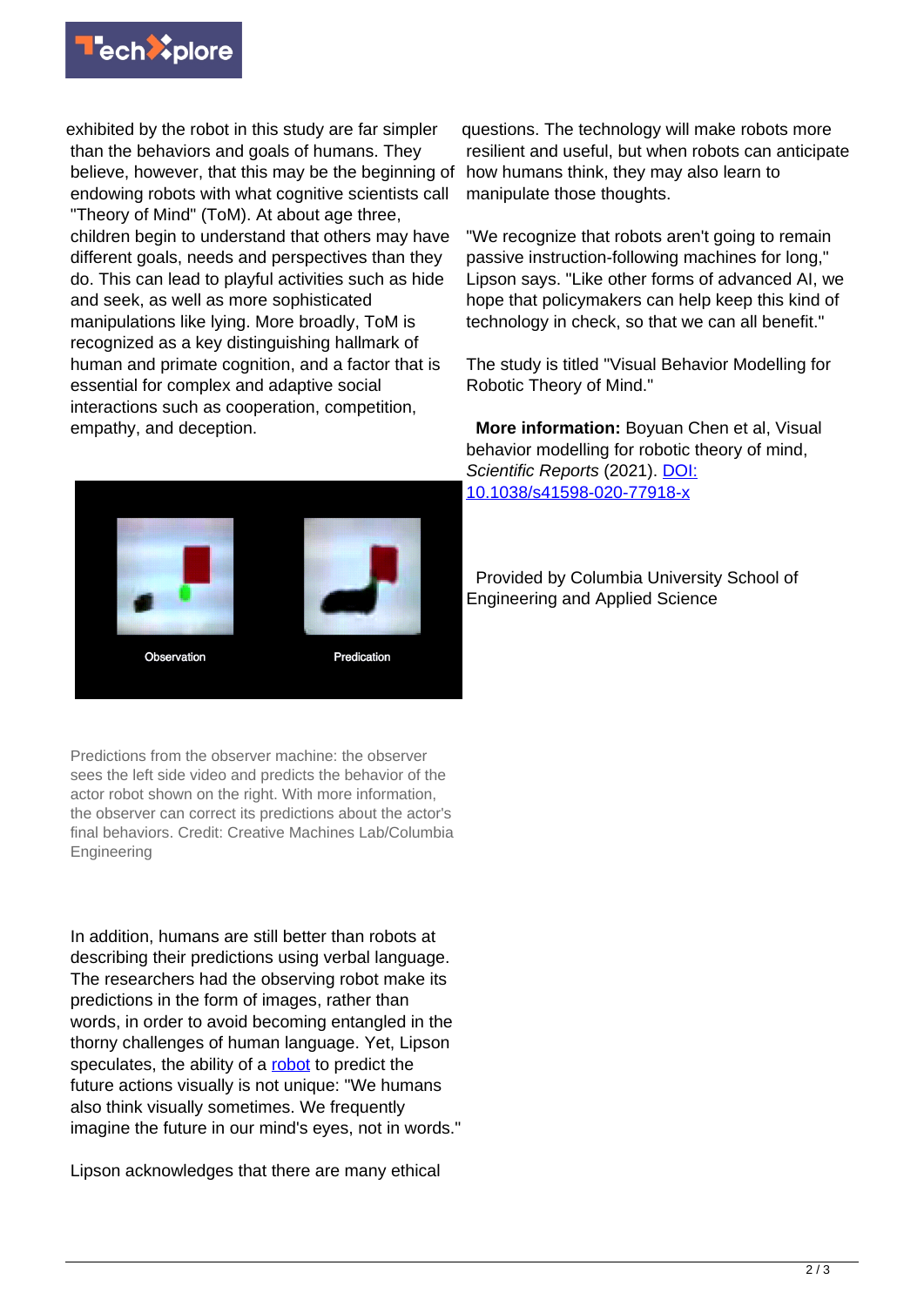exhibited by the robot in this study are far simpler than the behaviors and goals of humans. They believe, however, that this may be the beginning of endowing robots with what cognitive scientists call "Theory of Mind" (ToM). At about age three, children begin to understand that others may have different goals, needs and perspectives than they do. This can lead to playful activities such as hide and seek, as well as more sophisticated manipulations like lying. More broadly, ToM is recognized as a key distinguishing hallmark of human and primate cognition, and a factor that is essential for complex and adaptive social interactions such as cooperation, competition, empathy, and deception.

Predictions from the observer machine: the observer sees the left side video and predicts the behavior of the actor robot shown on the right. With more information, the observer can correct its predictions about the actor's final behaviors. Credit: Creative Machines Lab/Columbia Engineering

In addition, humans are still better than robots at describing their predictions using verbal language. The researchers had the observing robot make its predictions in the form of images, rather than words, in order to avoid becoming entangled in the thorny challenges of human language. Yet, Lipson speculates, the ability of a robot to predict the future actions visually is not unique: "We humans also think visually sometimes. We frequently imagine the future in our mind's eyes, not in words."

Lipson acknowledges that there are many ethical questions. The technology will make robots more resilient and useful, but when robots can anticipate how humans think, they may also learn to manipulate those thoughts.

"We recognize that robots aren't going to remain passive instruction-following machines for long," Lipson says. "Like other forms of advanced AI, we hope that policymakers can help keep this kind of technology in check, so that we can all benefit."

The study is titled "Visual Behavior Modelling for Robotic Theory of Mind."

**More information:** Boyuan Chen et al, Visual behavior modelling for robotic theory of mind, *Scientific Reports* (2021). DOI: 10.1038/s41598-020-77918-x

Provided by Columbia University School of Engineering and Applied Science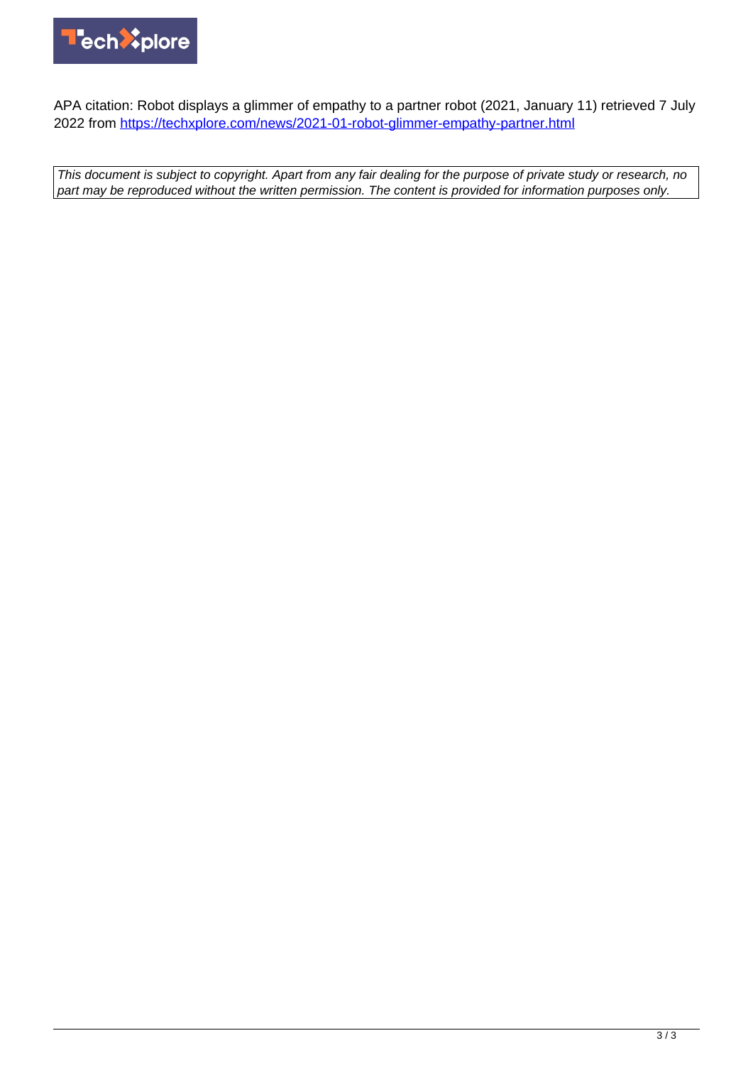APA citation: Robot displays a glimmer of empathy to a partner robot (2021, January 11) retrieved 7 July 2022 from https://techxplore.com/news/2021-01-robot-glimmer-empathy-partner.html

*This document is subject to copyright. Apart from any fair dealing for the purpose of private study or research, no part may be reproduced without the written permission. The content is provided for information purposes only.*